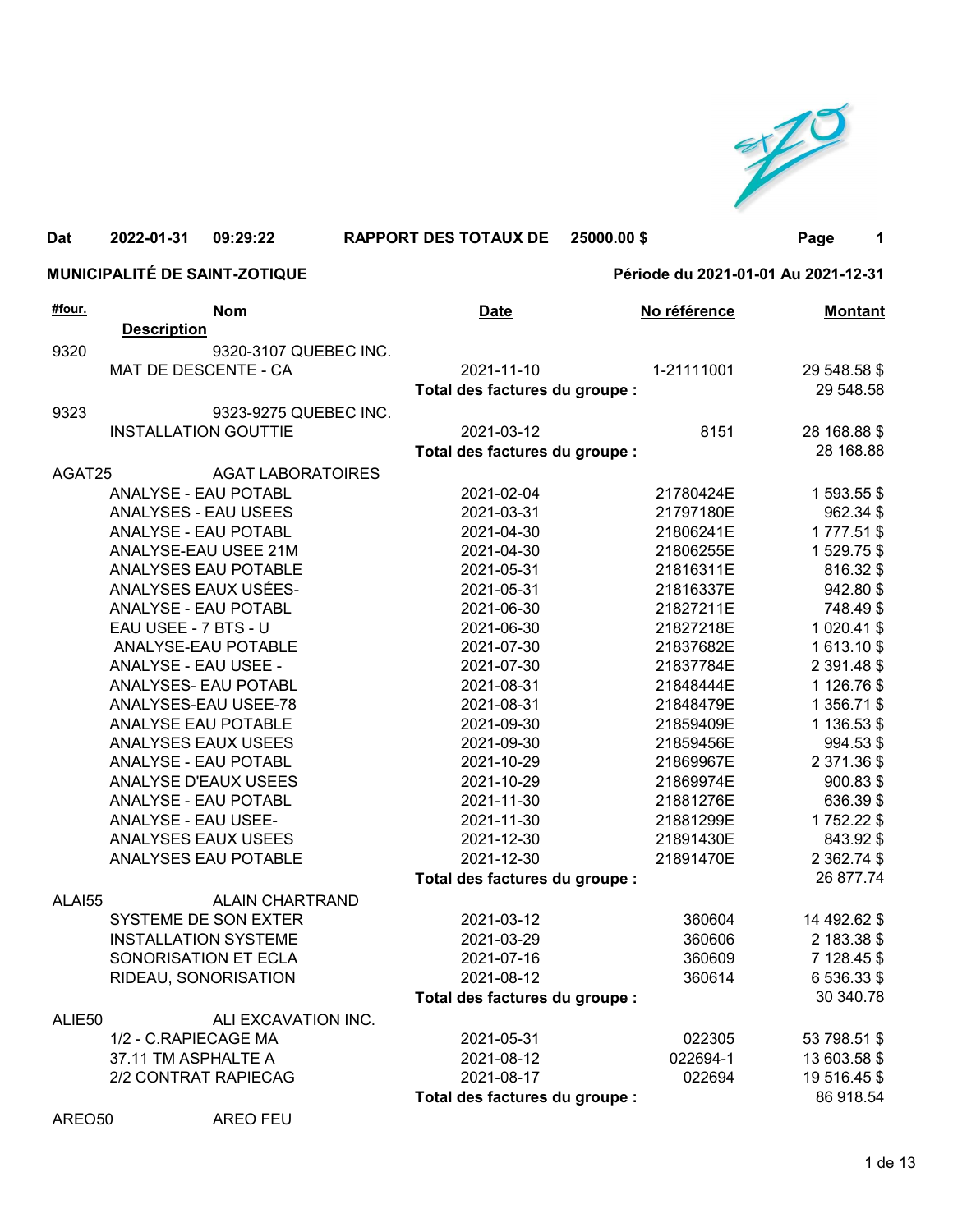Dat 2022-01-31 09:29:22 **RAPPORT DES TOTAUX DE 25000.00 $** Page 1

**MUNICIPALITÉ DE SAINT-ZOTIQUE** **Période du 2021-01-01 Au 2021-12-31**

| #four. | Nom / Description | Date | No référence | Montant |
|---|---|---|---|---|
| 9320 | 9320-3107 QUEBEC INC. | | | |
| | MAT DE DESCENTE - CA | 2021-11-10 | 1-21111001 | 29 548.58 $ |
| | | **Total des factures du groupe :** | | 29 548.58 |
| 9323 | 9323-9275 QUEBEC INC. | | | |
| | INSTALLATION GOUTTIE | 2021-03-12 | 8151 | 28 168.88 $ |
| | | **Total des factures du groupe :** | | 28 168.88 |
| AGAT25 | AGAT LABORATOIRES | | | |
| | ANALYSE - EAU POTABL | 2021-02-04 | 21780424E | 1 593.55 $ |
| | ANALYSES - EAU USEES | 2021-03-31 | 21797180E | 962.34 $ |
| | ANALYSE - EAU POTABL | 2021-04-30 | 21806241E | 1 777.51 $ |
| | ANALYSE-EAU USEE 21M | 2021-04-30 | 21806255E | 1 529.75 $ |
| | ANALYSES EAU POTABLE | 2021-05-31 | 21816311E | 816.32 $ |
| | ANALYSES EAUX USÉES- | 2021-05-31 | 21816337E | 942.80 $ |
| | ANALYSE - EAU POTABL | 2021-06-30 | 21827211E | 748.49 $ |
| | EAU USEE - 7 BTS - U | 2021-06-30 | 21827218E | 1 020.41 $ |
| | ANALYSE-EAU POTABLE | 2021-07-30 | 21837682E | 1 613.10 $ |
| | ANALYSE - EAU USEE - | 2021-07-30 | 21837784E | 2 391.48 $ |
| | ANALYSES- EAU POTABL | 2021-08-31 | 21848444E | 1 126.76 $ |
| | ANALYSES-EAU USEE-78 | 2021-08-31 | 21848479E | 1 356.71 $ |
| | ANALYSE EAU POTABLE | 2021-09-30 | 21859409E | 1 136.53 $ |
| | ANALYSES EAUX USEES | 2021-09-30 | 21859456E | 994.53 $ |
| | ANALYSE - EAU POTABL | 2021-10-29 | 21869967E | 2 371.36 $ |
| | ANALYSE D'EAUX USEES | 2021-10-29 | 21869974E | 900.83 $ |
| | ANALYSE - EAU POTABL | 2021-11-30 | 21881276E | 636.39 $ |
| | ANALYSE - EAU USEE- | 2021-11-30 | 21881299E | 1 752.22 $ |
| | ANALYSES EAUX USEES | 2021-12-30 | 21891430E | 843.92 $ |
| | ANALYSES EAU POTABLE | 2021-12-30 | 21891470E | 2 362.74 $ |
| | | **Total des factures du groupe :** | | 26 877.74 |
| ALAI55 | ALAIN CHARTRAND | | | |
| | SYSTEME DE SON EXTER | 2021-03-12 | 360604 | 14 492.62 $ |
| | INSTALLATION SYSTEME | 2021-03-29 | 360606 | 2 183.38 $ |
| | SONORISATION ET ECLA | 2021-07-16 | 360609 | 7 128.45 $ |
| | RIDEAU, SONORISATION | 2021-08-12 | 360614 | 6 536.33 $ |
| | | **Total des factures du groupe :** | | 30 340.78 |
| ALIE50 | ALI EXCAVATION INC. | | | |
| | 1/2 - C.RAPIECAGE MA | 2021-05-31 | 022305 | 53 798.51 $ |
| | 37.11 TM ASPHALTE A | 2021-08-12 | 022694-1 | 13 603.58 $ |
| | 2/2 CONTRAT RAPIECAG | 2021-08-17 | 022694 | 19 516.45 $ |
| | | **Total des factures du groupe :** | | 86 918.54 |
| AREO50 | AREO FEU | | | |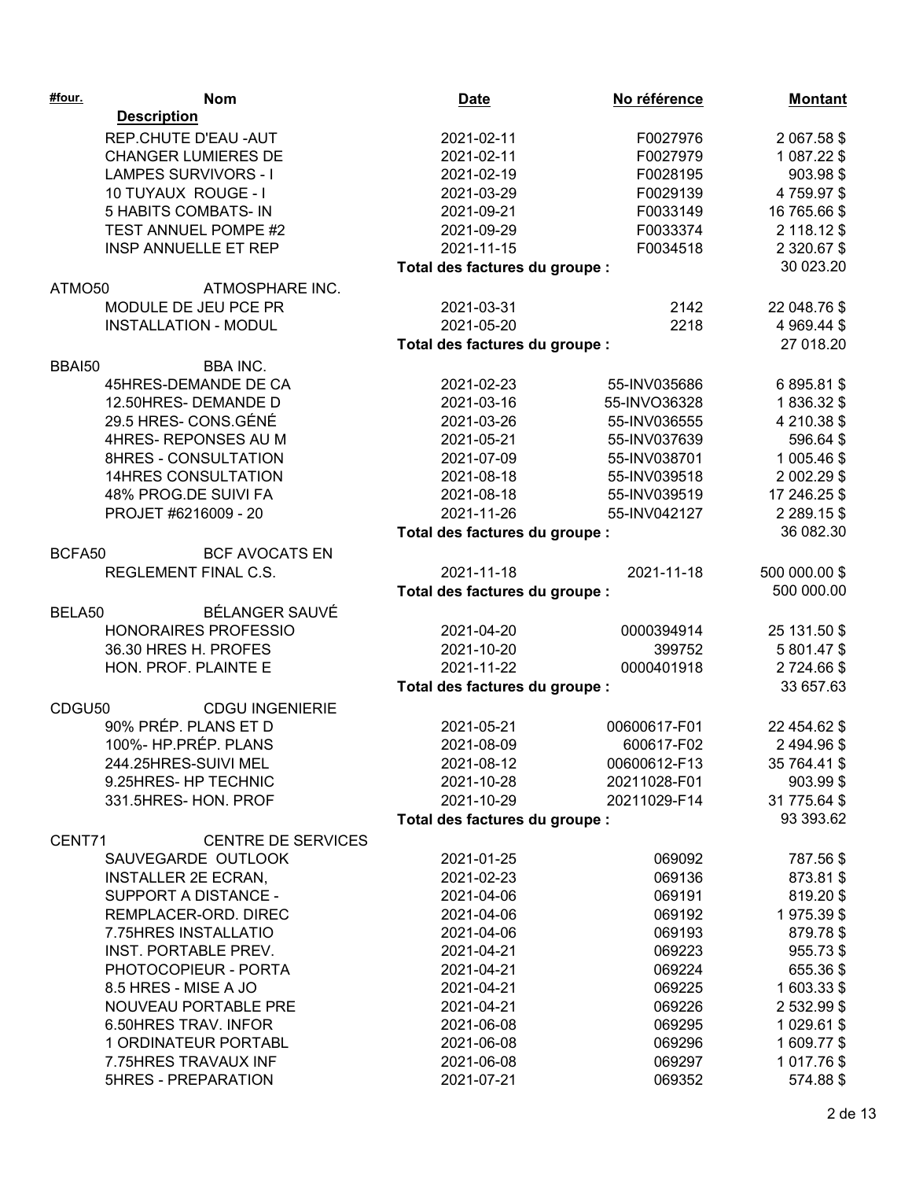| #four. | Nom / Description | Date | No référence | Montant |
|---|---|---|---|---|
| | REP.CHUTE D'EAU -AUT | 2021-02-11 | F0027976 | 2 067.58 $ |
| | CHANGER LUMIERES DE | 2021-02-11 | F0027979 | 1 087.22 $ |
| | LAMPES SURVIVORS - I | 2021-02-19 | F0028195 | 903.98 $ |
| | 10 TUYAUX ROUGE - I | 2021-03-29 | F0029139 | 4 759.97 $ |
| | 5 HABITS COMBATS- IN | 2021-09-21 | F0033149 | 16 765.66 $ |
| | TEST ANNUEL POMPE #2 | 2021-09-29 | F0033374 | 2 118.12 $ |
| | INSP ANNUELLE ET REP | 2021-11-15 | F0034518 | 2 320.67 $ |
| | | Total des factures du groupe : | | 30 023.20 |
| ATMO50 | ATMOSPHARE INC. | | | |
| | MODULE DE JEU PCE PR | 2021-03-31 | 2142 | 22 048.76 $ |
| | INSTALLATION - MODUL | 2021-05-20 | 2218 | 4 969.44 $ |
| | | Total des factures du groupe : | | 27 018.20 |
| BBAI50 | BBA INC. | | | |
| | 45HRES-DEMANDE DE CA | 2021-02-23 | 55-INV035686 | 6 895.81 $ |
| | 12.50HRES- DEMANDE D | 2021-03-16 | 55-INVO36328 | 1 836.32 $ |
| | 29.5 HRES- CONS.GÉNÉ | 2021-03-26 | 55-INV036555 | 4 210.38 $ |
| | 4HRES- REPONSES AU M | 2021-05-21 | 55-INV037639 | 596.64 $ |
| | 8HRES - CONSULTATION | 2021-07-09 | 55-INV038701 | 1 005.46 $ |
| | 14HRES CONSULTATION | 2021-08-18 | 55-INV039518 | 2 002.29 $ |
| | 48% PROG.DE SUIVI FA | 2021-08-18 | 55-INV039519 | 17 246.25 $ |
| | PROJET #6216009 - 20 | 2021-11-26 | 55-INV042127 | 2 289.15 $ |
| | | Total des factures du groupe : | | 36 082.30 |
| BCFA50 | BCF AVOCATS EN | | | |
| | REGLEMENT FINAL C.S. | 2021-11-18 | 2021-11-18 | 500 000.00 $ |
| | | Total des factures du groupe : | | 500 000.00 |
| BELA50 | BÉLANGER SAUVÉ | | | |
| | HONORAIRES PROFESSIO | 2021-04-20 | 0000394914 | 25 131.50 $ |
| | 36.30 HRES H. PROFES | 2021-10-20 | 399752 | 5 801.47 $ |
| | HON. PROF. PLAINTE E | 2021-11-22 | 0000401918 | 2 724.66 $ |
| | | Total des factures du groupe : | | 33 657.63 |
| CDGU50 | CDGU INGENIERIE | | | |
| | 90% PRÉP. PLANS ET D | 2021-05-21 | 00600617-F01 | 22 454.62 $ |
| | 100%- HP.PRÉP. PLANS | 2021-08-09 | 600617-F02 | 2 494.96 $ |
| | 244.25HRES-SUIVI MEL | 2021-08-12 | 00600612-F13 | 35 764.41 $ |
| | 9.25HRES- HP TECHNIC | 2021-10-28 | 20211028-F01 | 903.99 $ |
| | 331.5HRES- HON. PROF | 2021-10-29 | 20211029-F14 | 31 775.64 $ |
| | | Total des factures du groupe : | | 93 393.62 |
| CENT71 | CENTRE DE SERVICES | | | |
| | SAUVEGARDE OUTLOOK | 2021-01-25 | 069092 | 787.56 $ |
| | INSTALLER 2E ECRAN, | 2021-02-23 | 069136 | 873.81 $ |
| | SUPPORT A DISTANCE - | 2021-04-06 | 069191 | 819.20 $ |
| | REMPLACER-ORD. DIREC | 2021-04-06 | 069192 | 1 975.39 $ |
| | 7.75HRES INSTALLATIO | 2021-04-06 | 069193 | 879.78 $ |
| | INST. PORTABLE PREV. | 2021-04-21 | 069223 | 955.73 $ |
| | PHOTOCOPIEUR - PORTA | 2021-04-21 | 069224 | 655.36 $ |
| | 8.5 HRES - MISE A JO | 2021-04-21 | 069225 | 1 603.33 $ |
| | NOUVEAU PORTABLE PRE | 2021-04-21 | 069226 | 2 532.99 $ |
| | 6.50HRES TRAV. INFOR | 2021-06-08 | 069295 | 1 029.61 $ |
| | 1 ORDINATEUR PORTABL | 2021-06-08 | 069296 | 1 609.77 $ |
| | 7.75HRES TRAVAUX INF | 2021-06-08 | 069297 | 1 017.76 $ |
| | 5HRES - PREPARATION | 2021-07-21 | 069352 | 574.88 $ |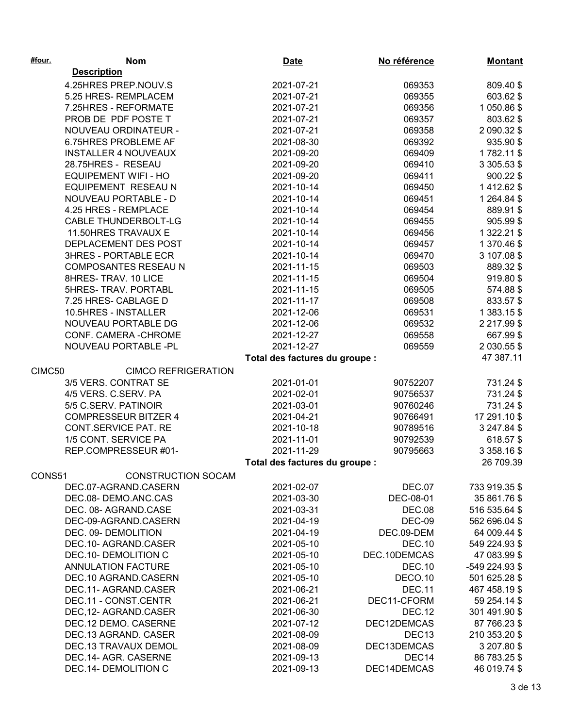| #four. | Nom | Date | No référence | Montant |
|---|---|---|---|---|
| | **Description** | | | |
| | 4.25HRES PREP.NOUV.S | 2021-07-21 | 069353 | 809.40 $ |
| | 5.25 HRES- REMPLACEM | 2021-07-21 | 069355 | 603.62 $ |
| | 7.25HRES - REFORMATE | 2021-07-21 | 069356 | 1 050.86 $ |
| | PROB DE PDF POSTE T | 2021-07-21 | 069357 | 803.62 $ |
| | NOUVEAU ORDINATEUR - | 2021-07-21 | 069358 | 2 090.32 $ |
| | 6.75HRES PROBLEME AF | 2021-08-30 | 069392 | 935.90 $ |
| | INSTALLER 4 NOUVEAUX | 2021-09-20 | 069409 | 1 782.11 $ |
| | 28.75HRES - RESEAU | 2021-09-20 | 069410 | 3 305.53 $ |
| | EQUIPEMENT WIFI - HO | 2021-09-20 | 069411 | 900.22 $ |
| | EQUIPEMENT RESEAU N | 2021-10-14 | 069450 | 1 412.62 $ |
| | NOUVEAU PORTABLE - D | 2021-10-14 | 069451 | 1 264.84 $ |
| | 4.25 HRES - REMPLACE | 2021-10-14 | 069454 | 889.91 $ |
| | CABLE THUNDERBOLT-LG | 2021-10-14 | 069455 | 905.99 $ |
| | 11.50HRES TRAVAUX E | 2021-10-14 | 069456 | 1 322.21 $ |
| | DEPLACEMENT DES POST | 2021-10-14 | 069457 | 1 370.46 $ |
| | 3HRES - PORTABLE ECR | 2021-10-14 | 069470 | 3 107.08 $ |
| | COMPOSANTES RESEAU N | 2021-11-15 | 069503 | 889.32 $ |
| | 8HRES- TRAV. 10 LICE | 2021-11-15 | 069504 | 919.80 $ |
| | 5HRES- TRAV. PORTABL | 2021-11-15 | 069505 | 574.88 $ |
| | 7.25 HRES- CABLAGE D | 2021-11-17 | 069508 | 833.57 $ |
| | 10.5HRES - INSTALLER | 2021-12-06 | 069531 | 1 383.15 $ |
| | NOUVEAU PORTABLE DG | 2021-12-06 | 069532 | 2 217.99 $ |
| | CONF. CAMERA -CHROME | 2021-12-27 | 069558 | 667.99 $ |
| | NOUVEAU PORTABLE -PL | 2021-12-27 | 069559 | 2 030.55 $ |
| | | **Total des factures du groupe :** | | 47 387.11 |
| CIMC50 | CIMCO REFRIGERATION | | | |
| | 3/5 VERS. CONTRAT SE | 2021-01-01 | 90752207 | 731.24 $ |
| | 4/5 VERS. C.SERV. PA | 2021-02-01 | 90756537 | 731.24 $ |
| | 5/5 C.SERV. PATINOIR | 2021-03-01 | 90760246 | 731.24 $ |
| | COMPRESSEUR BITZER 4 | 2021-04-21 | 90766491 | 17 291.10 $ |
| | CONT.SERVICE PAT. RE | 2021-10-18 | 90789516 | 3 247.84 $ |
| | 1/5 CONT. SERVICE PA | 2021-11-01 | 90792539 | 618.57 $ |
| | REP.COMPRESSEUR #01- | 2021-11-29 | 90795663 | 3 358.16 $ |
| | | **Total des factures du groupe :** | | 26 709.39 |
| CONS51 | CONSTRUCTION SOCAM | | | |
| | DEC.07-AGRAND.CASERN | 2021-02-07 | DEC.07 | 733 919.35 $ |
| | DEC.08- DEMO.ANC.CAS | 2021-03-30 | DEC-08-01 | 35 861.76 $ |
| | DEC. 08- AGRAND.CASE | 2021-03-31 | DEC.08 | 516 535.64 $ |
| | DEC-09-AGRAND.CASERN | 2021-04-19 | DEC-09 | 562 696.04 $ |
| | DEC. 09- DEMOLITION | 2021-04-19 | DEC.09-DEM | 64 009.44 $ |
| | DEC.10- AGRAND.CASER | 2021-05-10 | DEC.10 | 549 224.93 $ |
| | DEC.10- DEMOLITION C | 2021-05-10 | DEC.10DEMCAS | 47 083.99 $ |
| | ANNULATION FACTURE | 2021-05-10 | DEC.10 | -549 224.93 $ |
| | DEC.10 AGRAND.CASERN | 2021-05-10 | DECO.10 | 501 625.28 $ |
| | DEC.11- AGRAND.CASER | 2021-06-21 | DEC.11 | 467 458.19 $ |
| | DEC.11 - CONST.CENTR | 2021-06-21 | DEC11-CFORM | 59 254.14 $ |
| | DEC,12- AGRAND.CASER | 2021-06-30 | DEC.12 | 301 491.90 $ |
| | DEC.12 DEMO. CASERNE | 2021-07-12 | DEC12DEMCAS | 87 766.23 $ |
| | DEC.13 AGRAND. CASER | 2021-08-09 | DEC13 | 210 353.20 $ |
| | DEC.13 TRAVAUX DEMOL | 2021-08-09 | DEC13DEMCAS | 3 207.80 $ |
| | DEC.14- AGR. CASERNE | 2021-09-13 | DEC14 | 86 783.25 $ |
| | DEC.14- DEMOLITION C | 2021-09-13 | DEC14DEMCAS | 46 019.74 $ |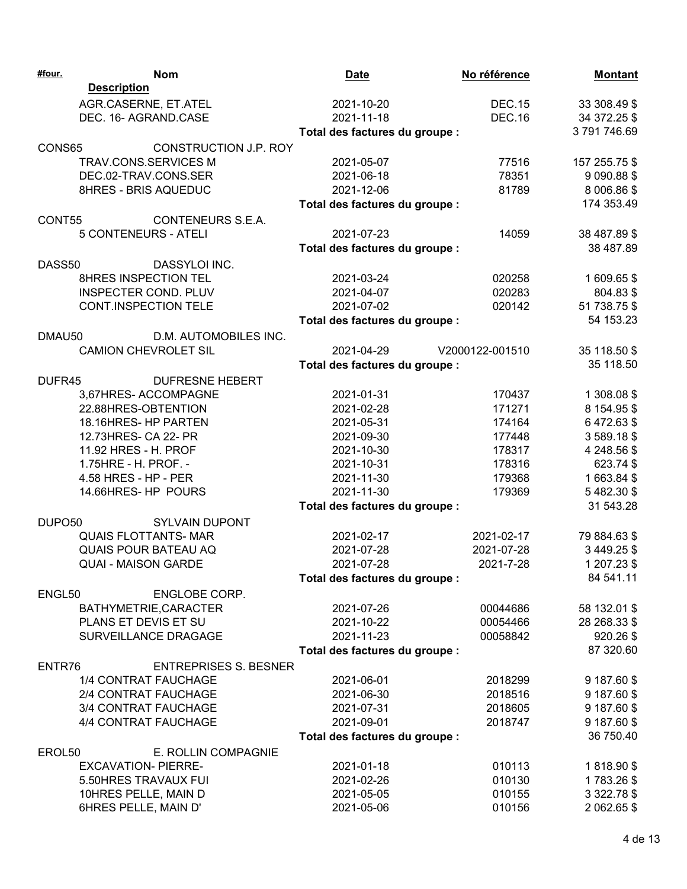| #four. | Nom | Date | No référence | Montant |
|---|---|---|---|---|
| | **Description** | | | |
| | AGR.CASERNE, ET.ATEL | 2021-10-20 | DEC.15 | 33 308.49 $ |
| | DEC. 16- AGRAND.CASE | 2021-11-18 | DEC.16 | 34 372.25 $ |
| | | **Total des factures du groupe :** | | 3 791 746.69 |
| CONS65 | CONSTRUCTION J.P. ROY | | | |
| | TRAV.CONS.SERVICES M | 2021-05-07 | 77516 | 157 255.75 $ |
| | DEC.02-TRAV.CONS.SER | 2021-06-18 | 78351 | 9 090.88 $ |
| | 8HRES - BRIS AQUEDUC | 2021-12-06 | 81789 | 8 006.86 $ |
| | | **Total des factures du groupe :** | | 174 353.49 |
| CONT55 | CONTENEURS S.E.A. | | | |
| | 5 CONTENEURS - ATELI | 2021-07-23 | 14059 | 38 487.89 $ |
| | | **Total des factures du groupe :** | | 38 487.89 |
| DASS50 | DASSYLOI INC. | | | |
| | 8HRES INSPECTION TEL | 2021-03-24 | 020258 | 1 609.65 $ |
| | INSPECTER COND. PLUV | 2021-04-07 | 020283 | 804.83 $ |
| | CONT.INSPECTION TELE | 2021-07-02 | 020142 | 51 738.75 $ |
| | | **Total des factures du groupe :** | | 54 153.23 |
| DMAU50 | D.M. AUTOMOBILES INC. | | | |
| | CAMION CHEVROLET SIL | 2021-04-29 | V2000122-001510 | 35 118.50 $ |
| | | **Total des factures du groupe :** | | 35 118.50 |
| DUFR45 | DUFRESNE HEBERT | | | |
| | 3,67HRES- ACCOMPAGNE | 2021-01-31 | 170437 | 1 308.08 $ |
| | 22.88HRES-OBTENTION | 2021-02-28 | 171271 | 8 154.95 $ |
| | 18.16HRES- HP PARTEN | 2021-05-31 | 174164 | 6 472.63 $ |
| | 12.73HRES- CA 22- PR | 2021-09-30 | 177448 | 3 589.18 $ |
| | 11.92 HRES - H. PROF | 2021-10-30 | 178317 | 4 248.56 $ |
| | 1.75HRE - H. PROF. - | 2021-10-31 | 178316 | 623.74 $ |
| | 4.58 HRES - HP - PER | 2021-11-30 | 179368 | 1 663.84 $ |
| | 14.66HRES- HP POURS | 2021-11-30 | 179369 | 5 482.30 $ |
| | | **Total des factures du groupe :** | | 31 543.28 |
| DUPO50 | SYLVAIN DUPONT | | | |
| | QUAIS FLOTTANTS- MAR | 2021-02-17 | 2021-02-17 | 79 884.63 $ |
| | QUAIS POUR BATEAU AQ | 2021-07-28 | 2021-07-28 | 3 449.25 $ |
| | QUAI - MAISON GARDE | 2021-07-28 | 2021-7-28 | 1 207.23 $ |
| | | **Total des factures du groupe :** | | 84 541.11 |
| ENGL50 | ENGLOBE CORP. | | | |
| | BATHYMETRIE,CARACTER | 2021-07-26 | 00044686 | 58 132.01 $ |
| | PLANS ET DEVIS ET SU | 2021-10-22 | 00054466 | 28 268.33 $ |
| | SURVEILLANCE DRAGAGE | 2021-11-23 | 00058842 | 920.26 $ |
| | | **Total des factures du groupe :** | | 87 320.60 |
| ENTR76 | ENTREPRISES S. BESNER | | | |
| | 1/4 CONTRAT FAUCHAGE | 2021-06-01 | 2018299 | 9 187.60 $ |
| | 2/4 CONTRAT FAUCHAGE | 2021-06-30 | 2018516 | 9 187.60 $ |
| | 3/4 CONTRAT FAUCHAGE | 2021-07-31 | 2018605 | 9 187.60 $ |
| | 4/4 CONTRAT FAUCHAGE | 2021-09-01 | 2018747 | 9 187.60 $ |
| | | **Total des factures du groupe :** | | 36 750.40 |
| EROL50 | E. ROLLIN COMPAGNIE | | | |
| | EXCAVATION- PIERRE- | 2021-01-18 | 010113 | 1 818.90 $ |
| | 5.50HRES TRAVAUX FUI | 2021-02-26 | 010130 | 1 783.26 $ |
| | 10HRES PELLE, MAIN D | 2021-05-05 | 010155 | 3 322.78 $ |
| | 6HRES PELLE, MAIN D' | 2021-05-06 | 010156 | 2 062.65 $ |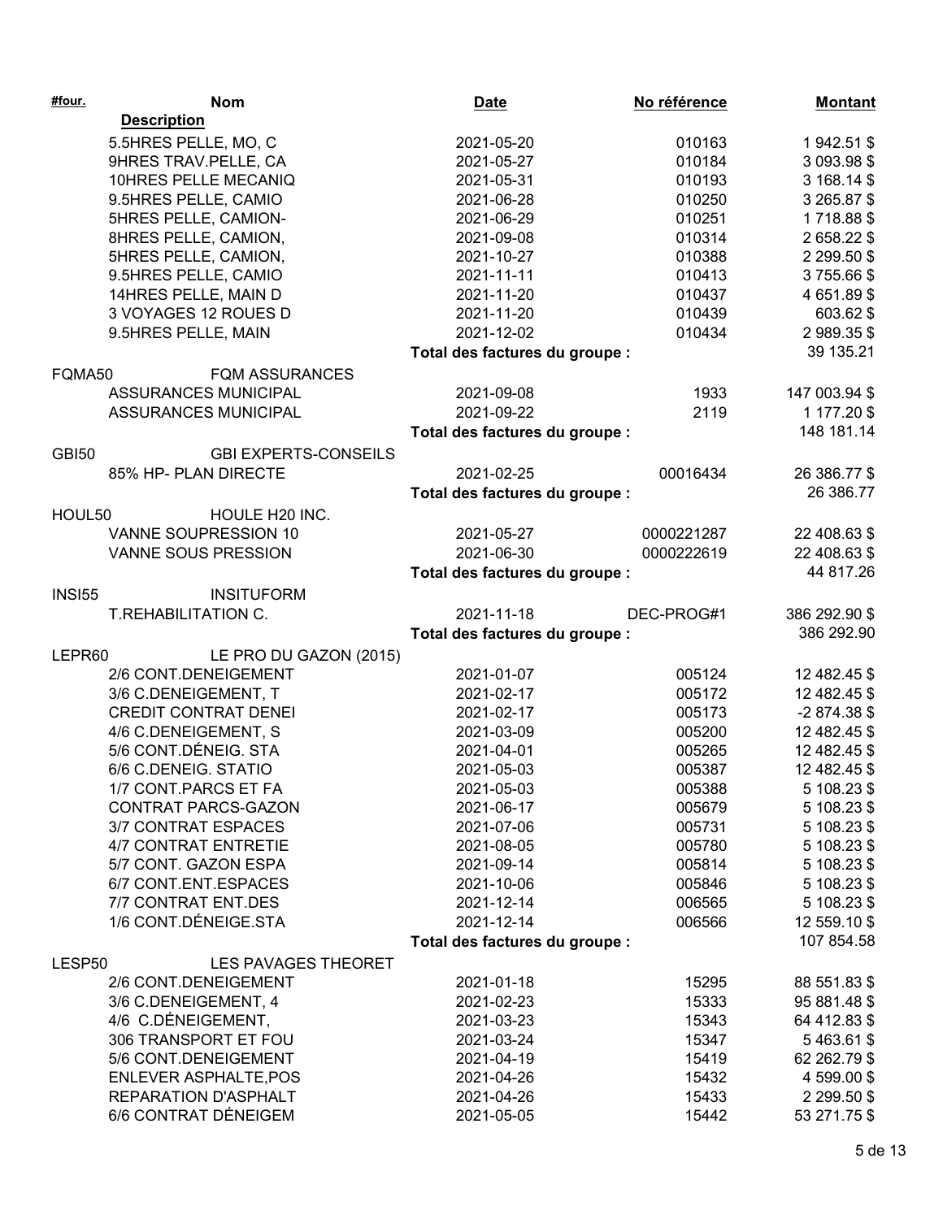| #four. | Nom / Description | Date | No référence | Montant |
|---|---|---|---|---|
| | 5.5HRES PELLE, MO, C | 2021-05-20 | 010163 | 1 942.51 $ |
| | 9HRES TRAV.PELLE, CA | 2021-05-27 | 010184 | 3 093.98 $ |
| | 10HRES PELLE MECANIQ | 2021-05-31 | 010193 | 3 168.14 $ |
| | 9.5HRES PELLE, CAMIO | 2021-06-28 | 010250 | 3 265.87 $ |
| | 5HRES PELLE, CAMION- | 2021-06-29 | 010251 | 1 718.88 $ |
| | 8HRES PELLE, CAMION, | 2021-09-08 | 010314 | 2 658.22 $ |
| | 5HRES PELLE, CAMION, | 2021-10-27 | 010388 | 2 299.50 $ |
| | 9.5HRES PELLE, CAMIO | 2021-11-11 | 010413 | 3 755.66 $ |
| | 14HRES PELLE, MAIN D | 2021-11-20 | 010437 | 4 651.89 $ |
| | 3 VOYAGES 12 ROUES D | 2021-11-20 | 010439 | 603.62 $ |
| | 9.5HRES PELLE, MAIN | 2021-12-02 | 010434 | 2 989.35 $ |
| | | **Total des factures du groupe :** | | 39 135.21 |
| FQMA50 | FQM ASSURANCES | | | |
| | ASSURANCES MUNICIPAL | 2021-09-08 | 1933 | 147 003.94 $ |
| | ASSURANCES MUNICIPAL | 2021-09-22 | 2119 | 1 177.20 $ |
| | | **Total des factures du groupe :** | | 148 181.14 |
| GBI50 | GBI EXPERTS-CONSEILS | | | |
| | 85% HP- PLAN DIRECTE | 2021-02-25 | 00016434 | 26 386.77 $ |
| | | **Total des factures du groupe :** | | 26 386.77 |
| HOUL50 | HOULE H20 INC. | | | |
| | VANNE SOUPRESSION 10 | 2021-05-27 | 0000221287 | 22 408.63 $ |
| | VANNE SOUS PRESSION | 2021-06-30 | 0000222619 | 22 408.63 $ |
| | | **Total des factures du groupe :** | | 44 817.26 |
| INSI55 | INSITUFORM | | | |
| | T.REHABILITATION C. | 2021-11-18 | DEC-PROG#1 | 386 292.90 $ |
| | | **Total des factures du groupe :** | | 386 292.90 |
| LEPR60 | LE PRO DU GAZON (2015) | | | |
| | 2/6 CONT.DENEIGEMENT | 2021-01-07 | 005124 | 12 482.45 $ |
| | 3/6 C.DENEIGEMENT, T | 2021-02-17 | 005172 | 12 482.45 $ |
| | CREDIT CONTRAT DENEI | 2021-02-17 | 005173 | -2 874.38 $ |
| | 4/6 C.DENEIGEMENT, S | 2021-03-09 | 005200 | 12 482.45 $ |
| | 5/6 CONT.DÉNEIG. STA | 2021-04-01 | 005265 | 12 482.45 $ |
| | 6/6 C.DENEIG. STATIO | 2021-05-03 | 005387 | 12 482.45 $ |
| | 1/7 CONT.PARCS ET FA | 2021-05-03 | 005388 | 5 108.23 $ |
| | CONTRAT PARCS-GAZON | 2021-06-17 | 005679 | 5 108.23 $ |
| | 3/7 CONTRAT ESPACES | 2021-07-06 | 005731 | 5 108.23 $ |
| | 4/7 CONTRAT ENTRETIE | 2021-08-05 | 005780 | 5 108.23 $ |
| | 5/7 CONT. GAZON ESPA | 2021-09-14 | 005814 | 5 108.23 $ |
| | 6/7 CONT.ENT.ESPACES | 2021-10-06 | 005846 | 5 108.23 $ |
| | 7/7 CONTRAT ENT.DES | 2021-12-14 | 006565 | 5 108.23 $ |
| | 1/6 CONT.DÉNEIGE.STA | 2021-12-14 | 006566 | 12 559.10 $ |
| | | **Total des factures du groupe :** | | 107 854.58 |
| LESP50 | LES PAVAGES THEORET | | | |
| | 2/6 CONT.DENEIGEMENT | 2021-01-18 | 15295 | 88 551.83 $ |
| | 3/6 C.DENEIGEMENT, 4 | 2021-02-23 | 15333 | 95 881.48 $ |
| | 4/6 C.DÉNEIGEMENT, | 2021-03-23 | 15343 | 64 412.83 $ |
| | 306 TRANSPORT ET FOU | 2021-03-24 | 15347 | 5 463.61 $ |
| | 5/6 CONT.DENEIGEMENT | 2021-04-19 | 15419 | 62 262.79 $ |
| | ENLEVER ASPHALTE,POS | 2021-04-26 | 15432 | 4 599.00 $ |
| | REPARATION D'ASPHALT | 2021-04-26 | 15433 | 2 299.50 $ |
| | 6/6 CONTRAT DÉNEIGEM | 2021-05-05 | 15442 | 53 271.75 $ |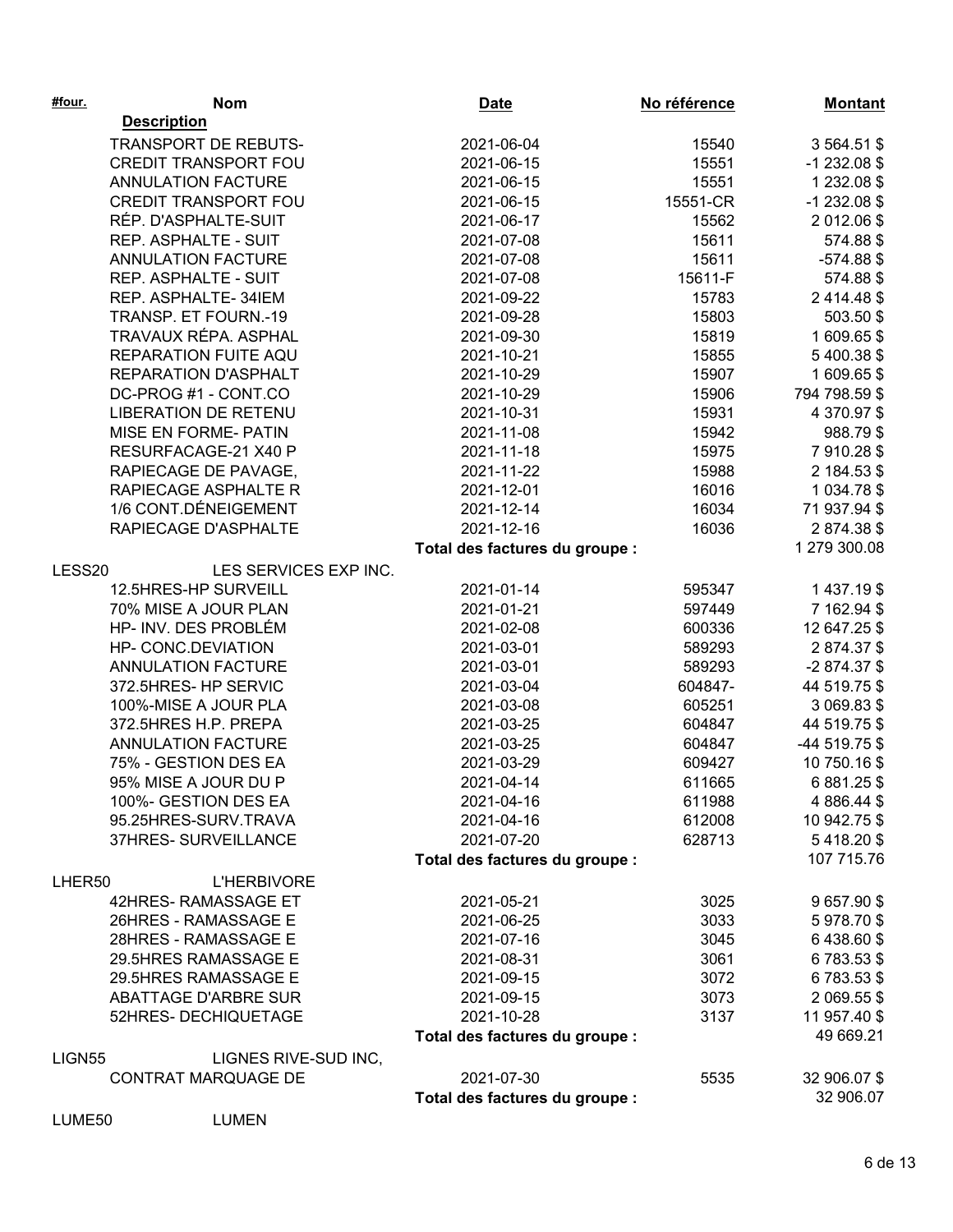| #four. | Nom | Date | No référence | Montant |
|---|---|---|---|---|
| | **Description** | | | |
| | TRANSPORT DE REBUTS- | 2021-06-04 | 15540 | 3 564.51 $ |
| | CREDIT TRANSPORT FOU | 2021-06-15 | 15551 | -1 232.08 $ |
| | ANNULATION FACTURE | 2021-06-15 | 15551 | 1 232.08 $ |
| | CREDIT TRANSPORT FOU | 2021-06-15 | 15551-CR | -1 232.08 $ |
| | RÉP. D'ASPHALTE-SUIT | 2021-06-17 | 15562 | 2 012.06 $ |
| | REP. ASPHALTE - SUIT | 2021-07-08 | 15611 | 574.88 $ |
| | ANNULATION FACTURE | 2021-07-08 | 15611 | -574.88 $ |
| | REP. ASPHALTE - SUIT | 2021-07-08 | 15611-F | 574.88 $ |
| | REP. ASPHALTE- 34IEM | 2021-09-22 | 15783 | 2 414.48 $ |
| | TRANSP. ET FOURN.-19 | 2021-09-28 | 15803 | 503.50 $ |
| | TRAVAUX RÉPA. ASPHAL | 2021-09-30 | 15819 | 1 609.65 $ |
| | REPARATION FUITE AQU | 2021-10-21 | 15855 | 5 400.38 $ |
| | REPARATION D'ASPHALT | 2021-10-29 | 15907 | 1 609.65 $ |
| | DC-PROG #1 - CONT.CO | 2021-10-29 | 15906 | 794 798.59 $ |
| | LIBERATION DE RETENU | 2021-10-31 | 15931 | 4 370.97 $ |
| | MISE EN FORME- PATIN | 2021-11-08 | 15942 | 988.79 $ |
| | RESURFACAGE-21 X40 P | 2021-11-18 | 15975 | 7 910.28 $ |
| | RAPIECAGE DE PAVAGE, | 2021-11-22 | 15988 | 2 184.53 $ |
| | RAPIECAGE ASPHALTE R | 2021-12-01 | 16016 | 1 034.78 $ |
| | 1/6 CONT.DÉNEIGEMENT | 2021-12-14 | 16034 | 71 937.94 $ |
| | RAPIECAGE D'ASPHALTE | 2021-12-16 | 16036 | 2 874.38 $ |
| | | **Total des factures du groupe :** | | 1 279 300.08 |
| LESS20 | LES SERVICES EXP INC. | | | |
| | 12.5HRES-HP SURVEILL | 2021-01-14 | 595347 | 1 437.19 $ |
| | 70% MISE A JOUR PLAN | 2021-01-21 | 597449 | 7 162.94 $ |
| | HP- INV. DES PROBLÉM | 2021-02-08 | 600336 | 12 647.25 $ |
| | HP- CONC.DEVIATION | 2021-03-01 | 589293 | 2 874.37 $ |
| | ANNULATION FACTURE | 2021-03-01 | 589293 | -2 874.37 $ |
| | 372.5HRES- HP SERVIC | 2021-03-04 | 604847- | 44 519.75 $ |
| | 100%-MISE A JOUR PLA | 2021-03-08 | 605251 | 3 069.83 $ |
| | 372.5HRES H.P. PREPA | 2021-03-25 | 604847 | 44 519.75 $ |
| | ANNULATION FACTURE | 2021-03-25 | 604847 | -44 519.75 $ |
| | 75% - GESTION DES EA | 2021-03-29 | 609427 | 10 750.16 $ |
| | 95% MISE A JOUR DU P | 2021-04-14 | 611665 | 6 881.25 $ |
| | 100%- GESTION DES EA | 2021-04-16 | 611988 | 4 886.44 $ |
| | 95.25HRES-SURV.TRAVA | 2021-04-16 | 612008 | 10 942.75 $ |
| | 37HRES- SURVEILLANCE | 2021-07-20 | 628713 | 5 418.20 $ |
| | | **Total des factures du groupe :** | | 107 715.76 |
| LHER50 | L'HERBIVORE | | | |
| | 42HRES- RAMASSAGE ET | 2021-05-21 | 3025 | 9 657.90 $ |
| | 26HRES - RAMASSAGE E | 2021-06-25 | 3033 | 5 978.70 $ |
| | 28HRES - RAMASSAGE E | 2021-07-16 | 3045 | 6 438.60 $ |
| | 29.5HRES RAMASSAGE E | 2021-08-31 | 3061 | 6 783.53 $ |
| | 29.5HRES RAMASSAGE E | 2021-09-15 | 3072 | 6 783.53 $ |
| | ABATTAGE D'ARBRE SUR | 2021-09-15 | 3073 | 2 069.55 $ |
| | 52HRES- DECHIQUETAGE | 2021-10-28 | 3137 | 11 957.40 $ |
| | | **Total des factures du groupe :** | | 49 669.21 |
| LIGN55 | LIGNES RIVE-SUD INC, | | | |
| | CONTRAT MARQUAGE DE | 2021-07-30 | 5535 | 32 906.07 $ |
| | | **Total des factures du groupe :** | | 32 906.07 |
| LUME50 | LUMEN | | | |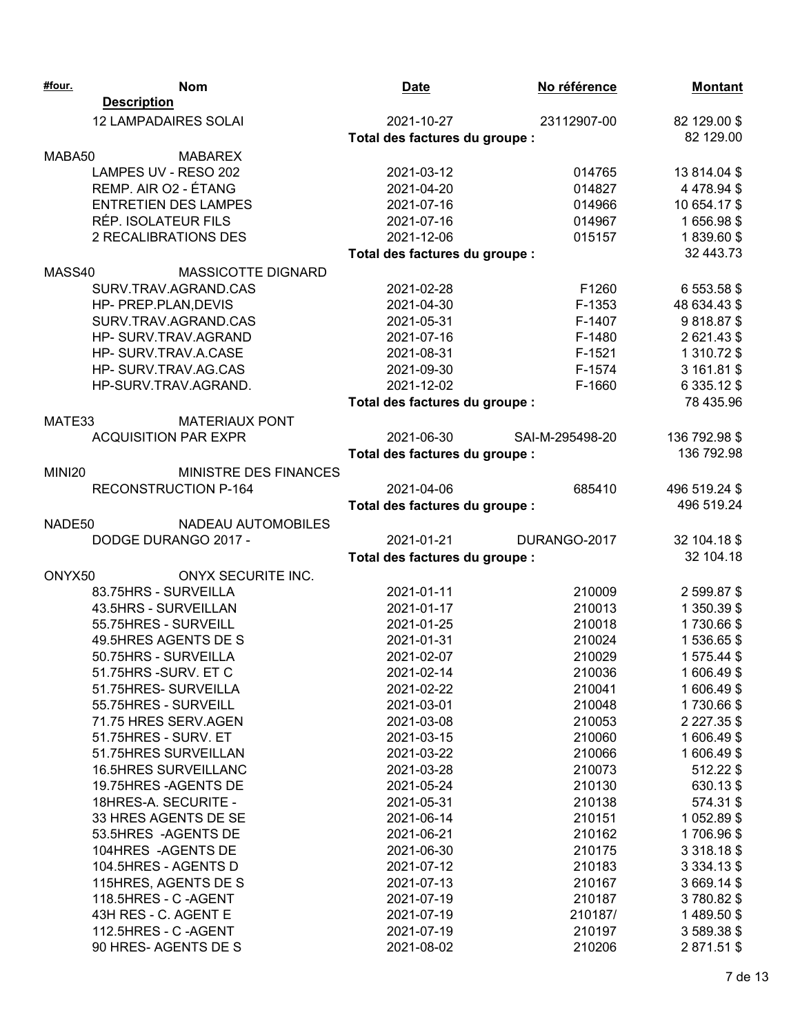| #four. | Nom | Date | No référence | Montant |
|---|---|---|---|---|
| | **Description** | | | |
| | 12 LAMPADAIRES SOLAI | 2021-10-27 | 23112907-00 | 82 129.00 $ |
| | | **Total des factures du groupe :** | | 82 129.00 |
| MABA50 | MABAREX | | | |
| | LAMPES UV - RESO 202 | 2021-03-12 | 014765 | 13 814.04 $ |
| | REMP. AIR O2 - ÉTANG | 2021-04-20 | 014827 | 4 478.94 $ |
| | ENTRETIEN DES LAMPES | 2021-07-16 | 014966 | 10 654.17 $ |
| | RÉP. ISOLATEUR FILS | 2021-07-16 | 014967 | 1 656.98 $ |
| | 2 RECALIBRATIONS DES | 2021-12-06 | 015157 | 1 839.60 $ |
| | | **Total des factures du groupe :** | | 32 443.73 |
| MASS40 | MASSICOTTE DIGNARD | | | |
| | SURV.TRAV.AGRAND.CAS | 2021-02-28 | F1260 | 6 553.58 $ |
| | HP- PREP.PLAN,DEVIS | 2021-04-30 | F-1353 | 48 634.43 $ |
| | SURV.TRAV.AGRAND.CAS | 2021-05-31 | F-1407 | 9 818.87 $ |
| | HP- SURV.TRAV.AGRAND | 2021-07-16 | F-1480 | 2 621.43 $ |
| | HP- SURV.TRAV.A.CASE | 2021-08-31 | F-1521 | 1 310.72 $ |
| | HP- SURV.TRAV.AG.CAS | 2021-09-30 | F-1574 | 3 161.81 $ |
| | HP-SURV.TRAV.AGRAND. | 2021-12-02 | F-1660 | 6 335.12 $ |
| | | **Total des factures du groupe :** | | 78 435.96 |
| MATE33 | MATERIAUX PONT | | | |
| | ACQUISITION PAR EXPR | 2021-06-30 | SAI-M-295498-20 | 136 792.98 $ |
| | | **Total des factures du groupe :** | | 136 792.98 |
| MINI20 | MINISTRE DES FINANCES | | | |
| | RECONSTRUCTION P-164 | 2021-04-06 | 685410 | 496 519.24 $ |
| | | **Total des factures du groupe :** | | 496 519.24 |
| NADE50 | NADEAU AUTOMOBILES | | | |
| | DODGE DURANGO 2017 - | 2021-01-21 | DURANGO-2017 | 32 104.18 $ |
| | | **Total des factures du groupe :** | | 32 104.18 |
| ONYX50 | ONYX SECURITE INC. | | | |
| | 83.75HRS - SURVEILLA | 2021-01-11 | 210009 | 2 599.87 $ |
| | 43.5HRS - SURVEILLAN | 2021-01-17 | 210013 | 1 350.39 $ |
| | 55.75HRES - SURVEILL | 2021-01-25 | 210018 | 1 730.66 $ |
| | 49.5HRES AGENTS DE S | 2021-01-31 | 210024 | 1 536.65 $ |
| | 50.75HRS - SURVEILLA | 2021-02-07 | 210029 | 1 575.44 $ |
| | 51.75HRS -SURV. ET C | 2021-02-14 | 210036 | 1 606.49 $ |
| | 51.75HRES- SURVEILLA | 2021-02-22 | 210041 | 1 606.49 $ |
| | 55.75HRES - SURVEILL | 2021-03-01 | 210048 | 1 730.66 $ |
| | 71.75 HRES SERV.AGEN | 2021-03-08 | 210053 | 2 227.35 $ |
| | 51.75HRES - SURV. ET | 2021-03-15 | 210060 | 1 606.49 $ |
| | 51.75HRES SURVEILLAN | 2021-03-22 | 210066 | 1 606.49 $ |
| | 16.5HRES SURVEILLANC | 2021-03-28 | 210073 | 512.22 $ |
| | 19.75HRES -AGENTS DE | 2021-05-24 | 210130 | 630.13 $ |
| | 18HRES-A. SECURITE - | 2021-05-31 | 210138 | 574.31 $ |
| | 33 HRES AGENTS DE SE | 2021-06-14 | 210151 | 1 052.89 $ |
| | 53.5HRES -AGENTS DE | 2021-06-21 | 210162 | 1 706.96 $ |
| | 104HRES -AGENTS DE | 2021-06-30 | 210175 | 3 318.18 $ |
| | 104.5HRES - AGENTS D | 2021-07-12 | 210183 | 3 334.13 $ |
| | 115HRES, AGENTS DE S | 2021-07-13 | 210167 | 3 669.14 $ |
| | 118.5HRES - C -AGENT | 2021-07-19 | 210187 | 3 780.82 $ |
| | 43H RES - C. AGENT E | 2021-07-19 | 210187/ | 1 489.50 $ |
| | 112.5HRES - C -AGENT | 2021-07-19 | 210197 | 3 589.38 $ |
| | 90 HRES- AGENTS DE S | 2021-08-02 | 210206 | 2 871.51 $ |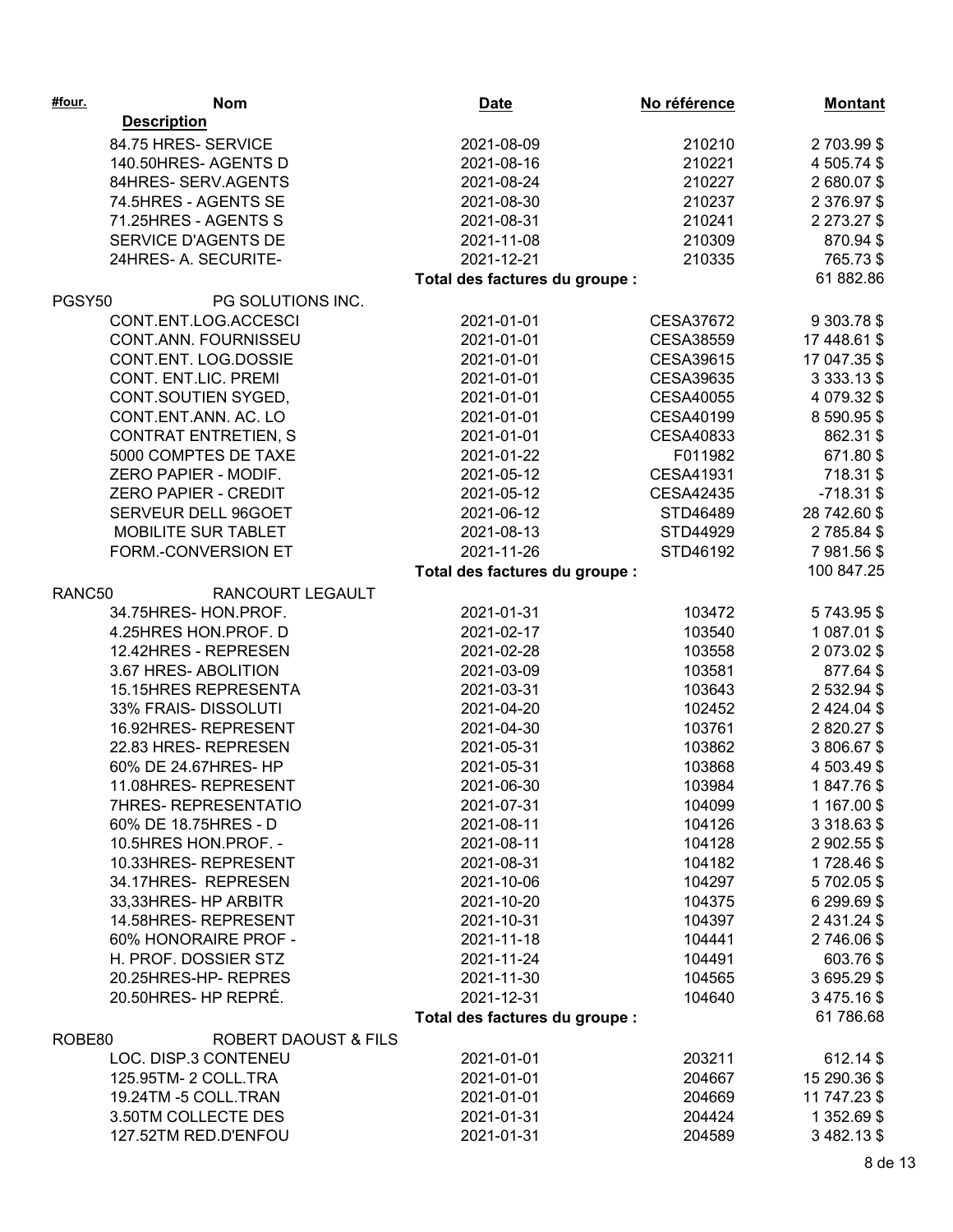| #four. | Nom | Date | No référence | Montant |
|---|---|---|---|---|
| | **Description** | | | |
| | 84.75 HRES- SERVICE | 2021-08-09 | 210210 | 2 703.99 $ |
| | 140.50HRES- AGENTS D | 2021-08-16 | 210221 | 4 505.74 $ |
| | 84HRES- SERV.AGENTS | 2021-08-24 | 210227 | 2 680.07 $ |
| | 74.5HRES - AGENTS SE | 2021-08-30 | 210237 | 2 376.97 $ |
| | 71.25HRES - AGENTS S | 2021-08-31 | 210241 | 2 273.27 $ |
| | SERVICE D'AGENTS DE | 2021-11-08 | 210309 | 870.94 $ |
| | 24HRES- A. SECURITE- | 2021-12-21 | 210335 | 765.73 $ |
| | | **Total des factures du groupe :** | | 61 882.86 |
| PGSY50 | PG SOLUTIONS INC. | | | |
| | CONT.ENT.LOG.ACCESCI | 2021-01-01 | CESA37672 | 9 303.78 $ |
| | CONT.ANN. FOURNISSEU | 2021-01-01 | CESA38559 | 17 448.61 $ |
| | CONT.ENT. LOG.DOSSIE | 2021-01-01 | CESA39615 | 17 047.35 $ |
| | CONT. ENT.LIC. PREMI | 2021-01-01 | CESA39635 | 3 333.13 $ |
| | CONT.SOUTIEN SYGED, | 2021-01-01 | CESA40055 | 4 079.32 $ |
| | CONT.ENT.ANN. AC. LO | 2021-01-01 | CESA40199 | 8 590.95 $ |
| | CONTRAT ENTRETIEN, S | 2021-01-01 | CESA40833 | 862.31 $ |
| | 5000 COMPTES DE TAXE | 2021-01-22 | F011982 | 671.80 $ |
| | ZERO PAPIER - MODIF. | 2021-05-12 | CESA41931 | 718.31 $ |
| | ZERO PAPIER - CREDIT | 2021-05-12 | CESA42435 | -718.31 $ |
| | SERVEUR DELL 96GOET | 2021-06-12 | STD46489 | 28 742.60 $ |
| | MOBILITE SUR TABLET | 2021-08-13 | STD44929 | 2 785.84 $ |
| | FORM.-CONVERSION ET | 2021-11-26 | STD46192 | 7 981.56 $ |
| | | **Total des factures du groupe :** | | 100 847.25 |
| RANC50 | RANCOURT LEGAULT | | | |
| | 34.75HRES- HON.PROF. | 2021-01-31 | 103472 | 5 743.95 $ |
| | 4.25HRES HON.PROF. D | 2021-02-17 | 103540 | 1 087.01 $ |
| | 12.42HRES - REPRESEN | 2021-02-28 | 103558 | 2 073.02 $ |
| | 3.67 HRES- ABOLITION | 2021-03-09 | 103581 | 877.64 $ |
| | 15.15HRES REPRESENTA | 2021-03-31 | 103643 | 2 532.94 $ |
| | 33% FRAIS- DISSOLUTI | 2021-04-20 | 102452 | 2 424.04 $ |
| | 16.92HRES- REPRESENT | 2021-04-30 | 103761 | 2 820.27 $ |
| | 22.83 HRES- REPRESEN | 2021-05-31 | 103862 | 3 806.67 $ |
| | 60% DE 24.67HRES- HP | 2021-05-31 | 103868 | 4 503.49 $ |
| | 11.08HRES- REPRESENT | 2021-06-30 | 103984 | 1 847.76 $ |
| | 7HRES- REPRESENTATIO | 2021-07-31 | 104099 | 1 167.00 $ |
| | 60% DE 18.75HRES - D | 2021-08-11 | 104126 | 3 318.63 $ |
| | 10.5HRES HON.PROF. - | 2021-08-11 | 104128 | 2 902.55 $ |
| | 10.33HRES- REPRESENT | 2021-08-31 | 104182 | 1 728.46 $ |
| | 34.17HRES- REPRESEN | 2021-10-06 | 104297 | 5 702.05 $ |
| | 33,33HRES- HP ARBITR | 2021-10-20 | 104375 | 6 299.69 $ |
| | 14.58HRES- REPRESENT | 2021-10-31 | 104397 | 2 431.24 $ |
| | 60% HONORAIRE PROF - | 2021-11-18 | 104441 | 2 746.06 $ |
| | H. PROF. DOSSIER STZ | 2021-11-24 | 104491 | 603.76 $ |
| | 20.25HRES-HP- REPRES | 2021-11-30 | 104565 | 3 695.29 $ |
| | 20.50HRES- HP REPRÉ. | 2021-12-31 | 104640 | 3 475.16 $ |
| | | **Total des factures du groupe :** | | 61 786.68 |
| ROBE80 | ROBERT DAOUST & FILS | | | |
| | LOC. DISP.3 CONTENEU | 2021-01-01 | 203211 | 612.14 $ |
| | 125.95TM- 2 COLL.TRA | 2021-01-01 | 204667 | 15 290.36 $ |
| | 19.24TM -5 COLL.TRAN | 2021-01-01 | 204669 | 11 747.23 $ |
| | 3.50TM COLLECTE DES | 2021-01-31 | 204424 | 1 352.69 $ |
| | 127.52TM RED.D'ENFOU | 2021-01-31 | 204589 | 3 482.13 $ |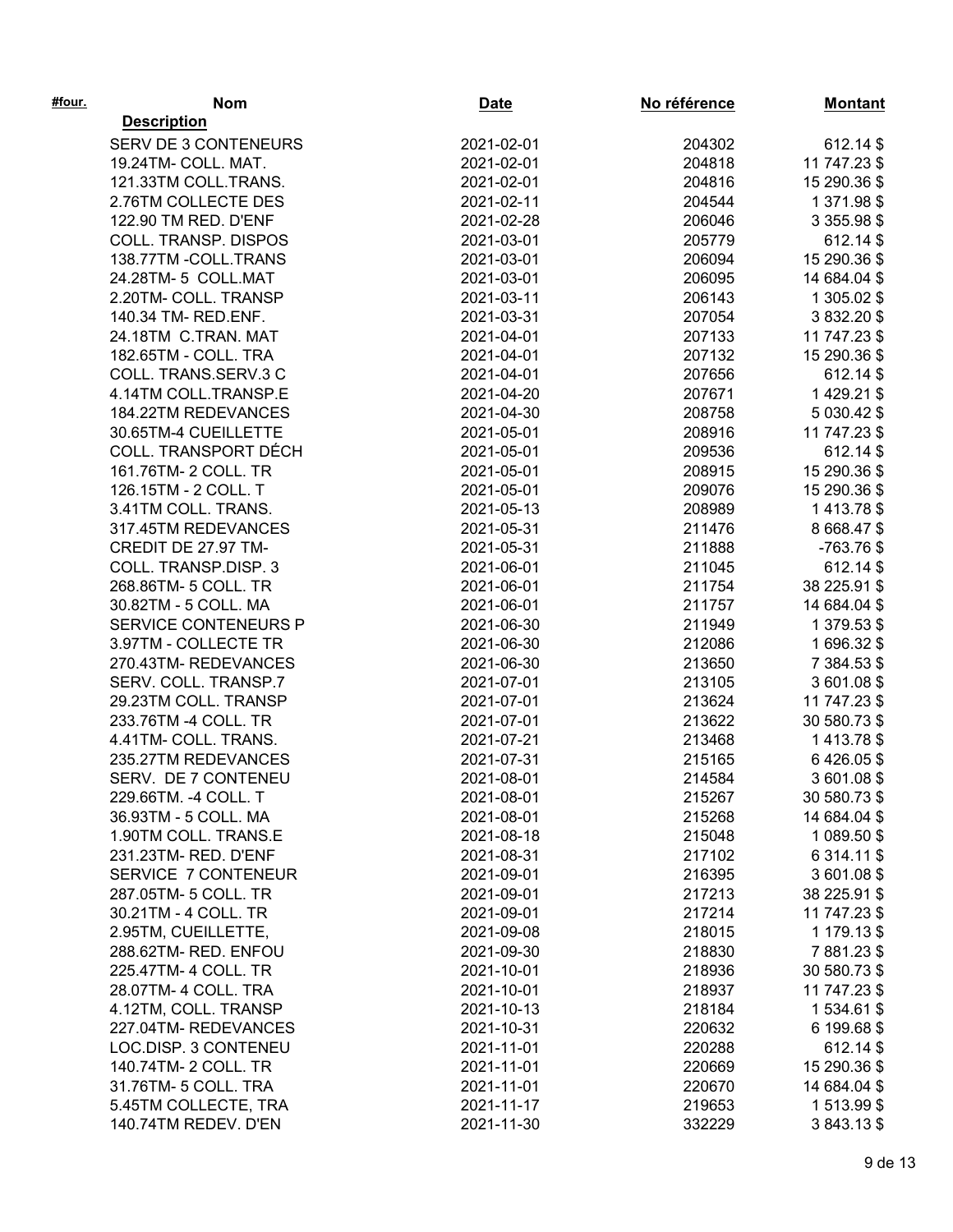| #four. | Nom<br>Description | Date | No référence | Montant |
|---|---|---|---|---|
| | SERV DE 3 CONTENEURS | 2021-02-01 | 204302 | 612.14 $ |
| | 19.24TM- COLL. MAT. | 2021-02-01 | 204818 | 11 747.23 $ |
| | 121.33TM COLL.TRANS. | 2021-02-01 | 204816 | 15 290.36 $ |
| | 2.76TM COLLECTE DES | 2021-02-11 | 204544 | 1 371.98 $ |
| | 122.90 TM RED. D'ENF | 2021-02-28 | 206046 | 3 355.98 $ |
| | COLL. TRANSP. DISPOS | 2021-03-01 | 205779 | 612.14 $ |
| | 138.77TM -COLL.TRANS | 2021-03-01 | 206094 | 15 290.36 $ |
| | 24.28TM- 5 COLL.MAT | 2021-03-01 | 206095 | 14 684.04 $ |
| | 2.20TM- COLL. TRANSP | 2021-03-11 | 206143 | 1 305.02 $ |
| | 140.34 TM- RED.ENF. | 2021-03-31 | 207054 | 3 832.20 $ |
| | 24.18TM C.TRAN. MAT | 2021-04-01 | 207133 | 11 747.23 $ |
| | 182.65TM - COLL. TRA | 2021-04-01 | 207132 | 15 290.36 $ |
| | COLL. TRANS.SERV.3 C | 2021-04-01 | 207656 | 612.14 $ |
| | 4.14TM COLL.TRANSP.E | 2021-04-20 | 207671 | 1 429.21 $ |
| | 184.22TM REDEVANCES | 2021-04-30 | 208758 | 5 030.42 $ |
| | 30.65TM-4 CUEILLETTE | 2021-05-01 | 208916 | 11 747.23 $ |
| | COLL. TRANSPORT DÉCH | 2021-05-01 | 209536 | 612.14 $ |
| | 161.76TM- 2 COLL. TR | 2021-05-01 | 208915 | 15 290.36 $ |
| | 126.15TM - 2 COLL. T | 2021-05-01 | 209076 | 15 290.36 $ |
| | 3.41TM COLL. TRANS. | 2021-05-13 | 208989 | 1 413.78 $ |
| | 317.45TM REDEVANCES | 2021-05-31 | 211476 | 8 668.47 $ |
| | CREDIT DE 27.97 TM- | 2021-05-31 | 211888 | -763.76 $ |
| | COLL. TRANSP.DISP. 3 | 2021-06-01 | 211045 | 612.14 $ |
| | 268.86TM- 5 COLL. TR | 2021-06-01 | 211754 | 38 225.91 $ |
| | 30.82TM - 5 COLL. MA | 2021-06-01 | 211757 | 14 684.04 $ |
| | SERVICE CONTENEURS P | 2021-06-30 | 211949 | 1 379.53 $ |
| | 3.97TM - COLLECTE TR | 2021-06-30 | 212086 | 1 696.32 $ |
| | 270.43TM- REDEVANCES | 2021-06-30 | 213650 | 7 384.53 $ |
| | SERV. COLL. TRANSP.7 | 2021-07-01 | 213105 | 3 601.08 $ |
| | 29.23TM COLL. TRANSP | 2021-07-01 | 213624 | 11 747.23 $ |
| | 233.76TM -4 COLL. TR | 2021-07-01 | 213622 | 30 580.73 $ |
| | 4.41TM- COLL. TRANS. | 2021-07-21 | 213468 | 1 413.78 $ |
| | 235.27TM REDEVANCES | 2021-07-31 | 215165 | 6 426.05 $ |
| | SERV. DE 7 CONTENEU | 2021-08-01 | 214584 | 3 601.08 $ |
| | 229.66TM. -4 COLL. T | 2021-08-01 | 215267 | 30 580.73 $ |
| | 36.93TM - 5 COLL. MA | 2021-08-01 | 215268 | 14 684.04 $ |
| | 1.90TM COLL. TRANS.E | 2021-08-18 | 215048 | 1 089.50 $ |
| | 231.23TM- RED. D'ENF | 2021-08-31 | 217102 | 6 314.11 $ |
| | SERVICE 7 CONTENEUR | 2021-09-01 | 216395 | 3 601.08 $ |
| | 287.05TM- 5 COLL. TR | 2021-09-01 | 217213 | 38 225.91 $ |
| | 30.21TM - 4 COLL. TR | 2021-09-01 | 217214 | 11 747.23 $ |
| | 2.95TM, CUEILLETTE, | 2021-09-08 | 218015 | 1 179.13 $ |
| | 288.62TM- RED. ENFOU | 2021-09-30 | 218830 | 7 881.23 $ |
| | 225.47TM- 4 COLL. TR | 2021-10-01 | 218936 | 30 580.73 $ |
| | 28.07TM- 4 COLL. TRA | 2021-10-01 | 218937 | 11 747.23 $ |
| | 4.12TM, COLL. TRANSP | 2021-10-13 | 218184 | 1 534.61 $ |
| | 227.04TM- REDEVANCES | 2021-10-31 | 220632 | 6 199.68 $ |
| | LOC.DISP. 3 CONTENEU | 2021-11-01 | 220288 | 612.14 $ |
| | 140.74TM- 2 COLL. TR | 2021-11-01 | 220669 | 15 290.36 $ |
| | 31.76TM- 5 COLL. TRA | 2021-11-01 | 220670 | 14 684.04 $ |
| | 5.45TM COLLECTE, TRA | 2021-11-17 | 219653 | 1 513.99 $ |
| | 140.74TM REDEV. D'EN | 2021-11-30 | 332229 | 3 843.13 $ |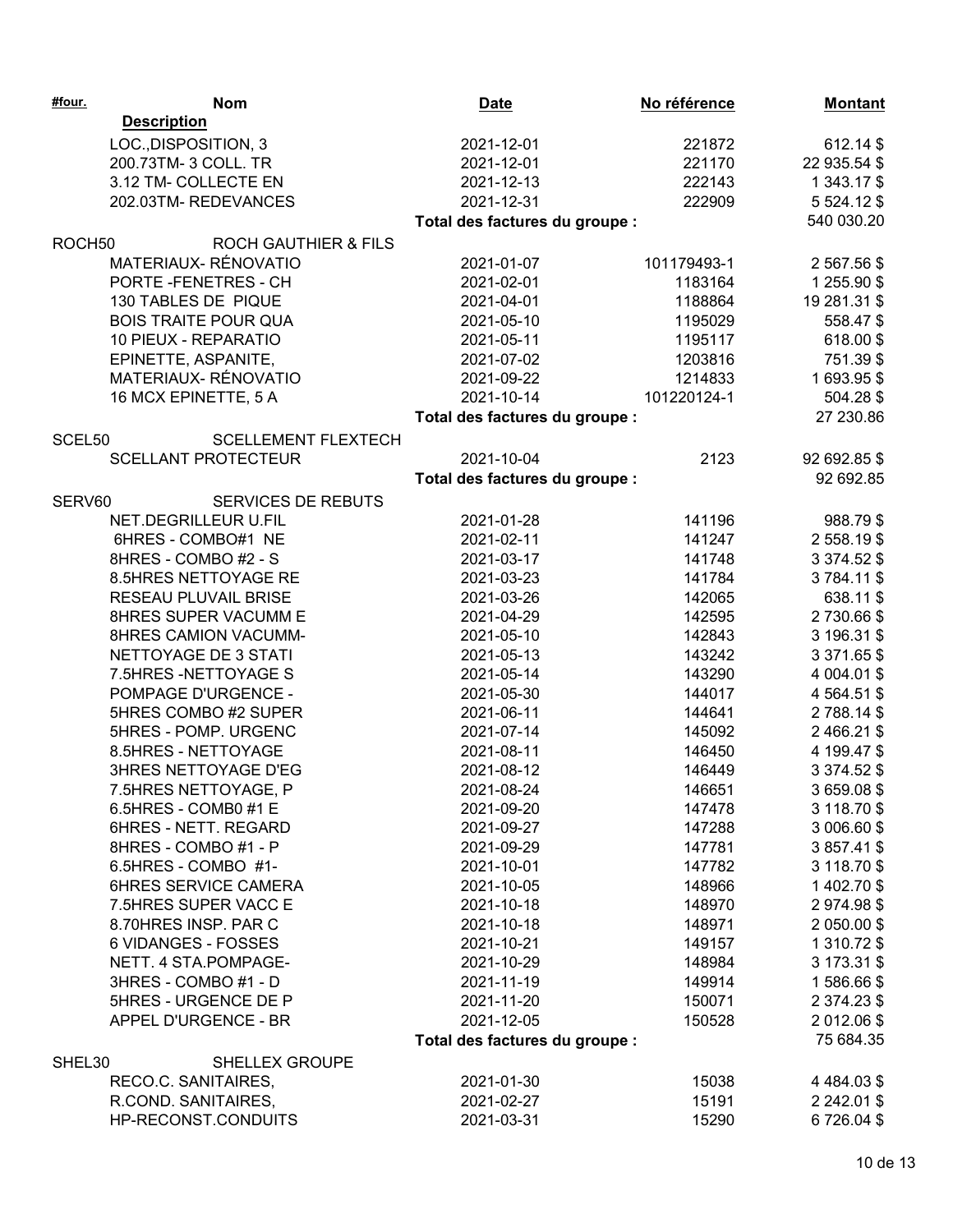| #four. | Nom | Date | No référence | Montant |
|---|---|---|---|---|
| | **Description** | | | |
| | LOC.,DISPOSITION, 3 | 2021-12-01 | 221872 | 612.14 $ |
| | 200.73TM- 3 COLL. TR | 2021-12-01 | 221170 | 22 935.54 $ |
| | 3.12 TM- COLLECTE EN | 2021-12-13 | 222143 | 1 343.17 $ |
| | 202.03TM- REDEVANCES | 2021-12-31 | 222909 | 5 524.12 $ |
| | | **Total des factures du groupe :** | | 540 030.20 |
| ROCH50 | ROCH GAUTHIER & FILS | | | |
| | MATERIAUX- RÉNOVATIO | 2021-01-07 | 101179493-1 | 2 567.56 $ |
| | PORTE -FENETRES - CH | 2021-02-01 | 1183164 | 1 255.90 $ |
| | 130 TABLES DE PIQUE | 2021-04-01 | 1188864 | 19 281.31 $ |
| | BOIS TRAITE POUR QUA | 2021-05-10 | 1195029 | 558.47 $ |
| | 10 PIEUX - REPARATIO | 2021-05-11 | 1195117 | 618.00 $ |
| | EPINETTE, ASPANITE, | 2021-07-02 | 1203816 | 751.39 $ |
| | MATERIAUX- RÉNOVATIO | 2021-09-22 | 1214833 | 1 693.95 $ |
| | 16 MCX EPINETTE, 5 A | 2021-10-14 | 101220124-1 | 504.28 $ |
| | | **Total des factures du groupe :** | | 27 230.86 |
| SCEL50 | SCELLEMENT FLEXTECH | | | |
| | SCELLANT PROTECTEUR | 2021-10-04 | 2123 | 92 692.85 $ |
| | | **Total des factures du groupe :** | | 92 692.85 |
| SERV60 | SERVICES DE REBUTS | | | |
| | NET.DEGRILLEUR U.FIL | 2021-01-28 | 141196 | 988.79 $ |
| | 6HRES - COMBO#1 NE | 2021-02-11 | 141247 | 2 558.19 $ |
| | 8HRES - COMBO #2 - S | 2021-03-17 | 141748 | 3 374.52 $ |
| | 8.5HRES NETTOYAGE RE | 2021-03-23 | 141784 | 3 784.11 $ |
| | RESEAU PLUVAIL BRISE | 2021-03-26 | 142065 | 638.11 $ |
| | 8HRES SUPER VACUMM E | 2021-04-29 | 142595 | 2 730.66 $ |
| | 8HRES CAMION VACUMM- | 2021-05-10 | 142843 | 3 196.31 $ |
| | NETTOYAGE DE 3 STATI | 2021-05-13 | 143242 | 3 371.65 $ |
| | 7.5HRES -NETTOYAGE S | 2021-05-14 | 143290 | 4 004.01 $ |
| | POMPAGE D'URGENCE - | 2021-05-30 | 144017 | 4 564.51 $ |
| | 5HRES COMBO #2 SUPER | 2021-06-11 | 144641 | 2 788.14 $ |
| | 5HRES - POMP. URGENC | 2021-07-14 | 145092 | 2 466.21 $ |
| | 8.5HRES - NETTOYAGE | 2021-08-11 | 146450 | 4 199.47 $ |
| | 3HRES NETTOYAGE D'EG | 2021-08-12 | 146449 | 3 374.52 $ |
| | 7.5HRES NETTOYAGE, P | 2021-08-24 | 146651 | 3 659.08 $ |
| | 6.5HRES - COMB0 #1 E | 2021-09-20 | 147478 | 3 118.70 $ |
| | 6HRES - NETT. REGARD | 2021-09-27 | 147288 | 3 006.60 $ |
| | 8HRES - COMBO #1 - P | 2021-09-29 | 147781 | 3 857.41 $ |
| | 6.5HRES - COMBO #1- | 2021-10-01 | 147782 | 3 118.70 $ |
| | 6HRES SERVICE CAMERA | 2021-10-05 | 148966 | 1 402.70 $ |
| | 7.5HRES SUPER VACC E | 2021-10-18 | 148970 | 2 974.98 $ |
| | 8.70HRES INSP. PAR C | 2021-10-18 | 148971 | 2 050.00 $ |
| | 6 VIDANGES - FOSSES | 2021-10-21 | 149157 | 1 310.72 $ |
| | NETT. 4 STA.POMPAGE- | 2021-10-29 | 148984 | 3 173.31 $ |
| | 3HRES - COMBO #1 - D | 2021-11-19 | 149914 | 1 586.66 $ |
| | 5HRES - URGENCE DE P | 2021-11-20 | 150071 | 2 374.23 $ |
| | APPEL D'URGENCE - BR | 2021-12-05 | 150528 | 2 012.06 $ |
| | | **Total des factures du groupe :** | | 75 684.35 |
| SHEL30 | SHELLEX GROUPE | | | |
| | RECO.C. SANITAIRES, | 2021-01-30 | 15038 | 4 484.03 $ |
| | R.COND. SANITAIRES, | 2021-02-27 | 15191 | 2 242.01 $ |
| | HP-RECONST.CONDUITS | 2021-03-31 | 15290 | 6 726.04 $ |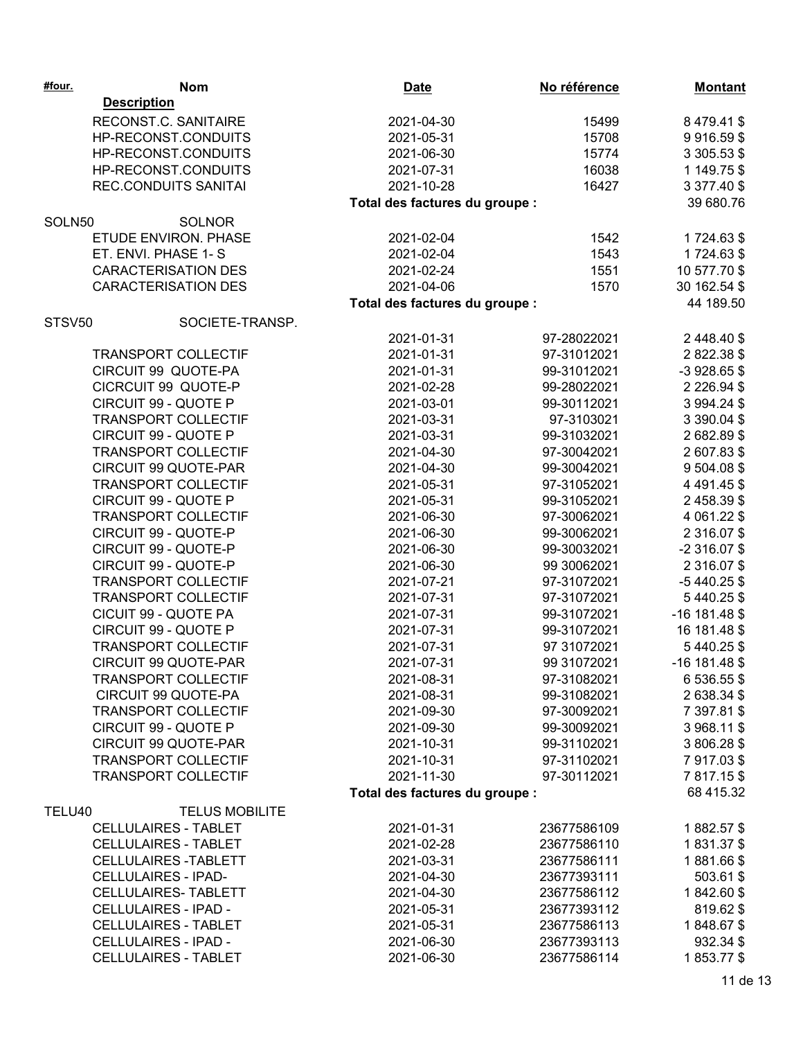| #four. | Nom / Description | Date | No référence | Montant |
|---|---|---|---|---|
| | RECONST.C. SANITAIRE | 2021-04-30 | 15499 | 8 479.41 $ |
| | HP-RECONST.CONDUITS | 2021-05-31 | 15708 | 9 916.59 $ |
| | HP-RECONST.CONDUITS | 2021-06-30 | 15774 | 3 305.53 $ |
| | HP-RECONST.CONDUITS | 2021-07-31 | 16038 | 1 149.75 $ |
| | REC.CONDUITS SANITAI | 2021-10-28 | 16427 | 3 377.40 $ |
| | | Total des factures du groupe : | | 39 680.76 |
| SOLN50 | SOLNOR | | | |
| | ETUDE ENVIRON. PHASE | 2021-02-04 | 1542 | 1 724.63 $ |
| | ET. ENVI. PHASE 1- S | 2021-02-04 | 1543 | 1 724.63 $ |
| | CARACTERISATION DES | 2021-02-24 | 1551 | 10 577.70 $ |
| | CARACTERISATION DES | 2021-04-06 | 1570 | 30 162.54 $ |
| | | Total des factures du groupe : | | 44 189.50 |
| STSV50 | SOCIETE-TRANSP. | | | |
| | | 2021-01-31 | 97-28022021 | 2 448.40 $ |
| | TRANSPORT COLLECTIF | 2021-01-31 | 97-31012021 | 2 822.38 $ |
| | CIRCUIT 99 QUOTE-PA | 2021-01-31 | 99-31012021 | -3 928.65 $ |
| | CICRCUIT 99 QUOTE-P | 2021-02-28 | 99-28022021 | 2 226.94 $ |
| | CIRCUIT 99 - QUOTE P | 2021-03-01 | 99-30112021 | 3 994.24 $ |
| | TRANSPORT COLLECTIF | 2021-03-31 | 97-3103021 | 3 390.04 $ |
| | CIRCUIT 99 - QUOTE P | 2021-03-31 | 99-31032021 | 2 682.89 $ |
| | TRANSPORT COLLECTIF | 2021-04-30 | 97-30042021 | 2 607.83 $ |
| | CIRCUIT 99 QUOTE-PAR | 2021-04-30 | 99-30042021 | 9 504.08 $ |
| | TRANSPORT COLLECTIF | 2021-05-31 | 97-31052021 | 4 491.45 $ |
| | CIRCUIT 99 - QUOTE P | 2021-05-31 | 99-31052021 | 2 458.39 $ |
| | TRANSPORT COLLECTIF | 2021-06-30 | 97-30062021 | 4 061.22 $ |
| | CIRCUIT 99 - QUOTE-P | 2021-06-30 | 99-30062021 | 2 316.07 $ |
| | CIRCUIT 99 - QUOTE-P | 2021-06-30 | 99-30032021 | -2 316.07 $ |
| | CIRCUIT 99 - QUOTE-P | 2021-06-30 | 99 30062021 | 2 316.07 $ |
| | TRANSPORT COLLECTIF | 2021-07-21 | 97-31072021 | -5 440.25 $ |
| | TRANSPORT COLLECTIF | 2021-07-31 | 97-31072021 | 5 440.25 $ |
| | CICUIT 99 - QUOTE PA | 2021-07-31 | 99-31072021 | -16 181.48 $ |
| | CIRCUIT 99 - QUOTE P | 2021-07-31 | 99-31072021 | 16 181.48 $ |
| | TRANSPORT COLLECTIF | 2021-07-31 | 97 31072021 | 5 440.25 $ |
| | CIRCUIT 99 QUOTE-PAR | 2021-07-31 | 99 31072021 | -16 181.48 $ |
| | TRANSPORT COLLECTIF | 2021-08-31 | 97-31082021 | 6 536.55 $ |
| | CIRCUIT 99 QUOTE-PA | 2021-08-31 | 99-31082021 | 2 638.34 $ |
| | TRANSPORT COLLECTIF | 2021-09-30 | 97-30092021 | 7 397.81 $ |
| | CIRCUIT 99 - QUOTE P | 2021-09-30 | 99-30092021 | 3 968.11 $ |
| | CIRCUIT 99 QUOTE-PAR | 2021-10-31 | 99-31102021 | 3 806.28 $ |
| | TRANSPORT COLLECTIF | 2021-10-31 | 97-31102021 | 7 917.03 $ |
| | TRANSPORT COLLECTIF | 2021-11-30 | 97-30112021 | 7 817.15 $ |
| | | Total des factures du groupe : | | 68 415.32 |
| TELU40 | TELUS MOBILITE | | | |
| | CELLULAIRES - TABLET | 2021-01-31 | 23677586109 | 1 882.57 $ |
| | CELLULAIRES - TABLET | 2021-02-28 | 23677586110 | 1 831.37 $ |
| | CELLULAIRES -TABLETT | 2021-03-31 | 23677586111 | 1 881.66 $ |
| | CELLULAIRES - IPAD- | 2021-04-30 | 23677393111 | 503.61 $ |
| | CELLULAIRES- TABLETT | 2021-04-30 | 23677586112 | 1 842.60 $ |
| | CELLULAIRES - IPAD - | 2021-05-31 | 23677393112 | 819.62 $ |
| | CELLULAIRES - TABLET | 2021-05-31 | 23677586113 | 1 848.67 $ |
| | CELLULAIRES - IPAD - | 2021-06-30 | 23677393113 | 932.34 $ |
| | CELLULAIRES - TABLET | 2021-06-30 | 23677586114 | 1 853.77 $ |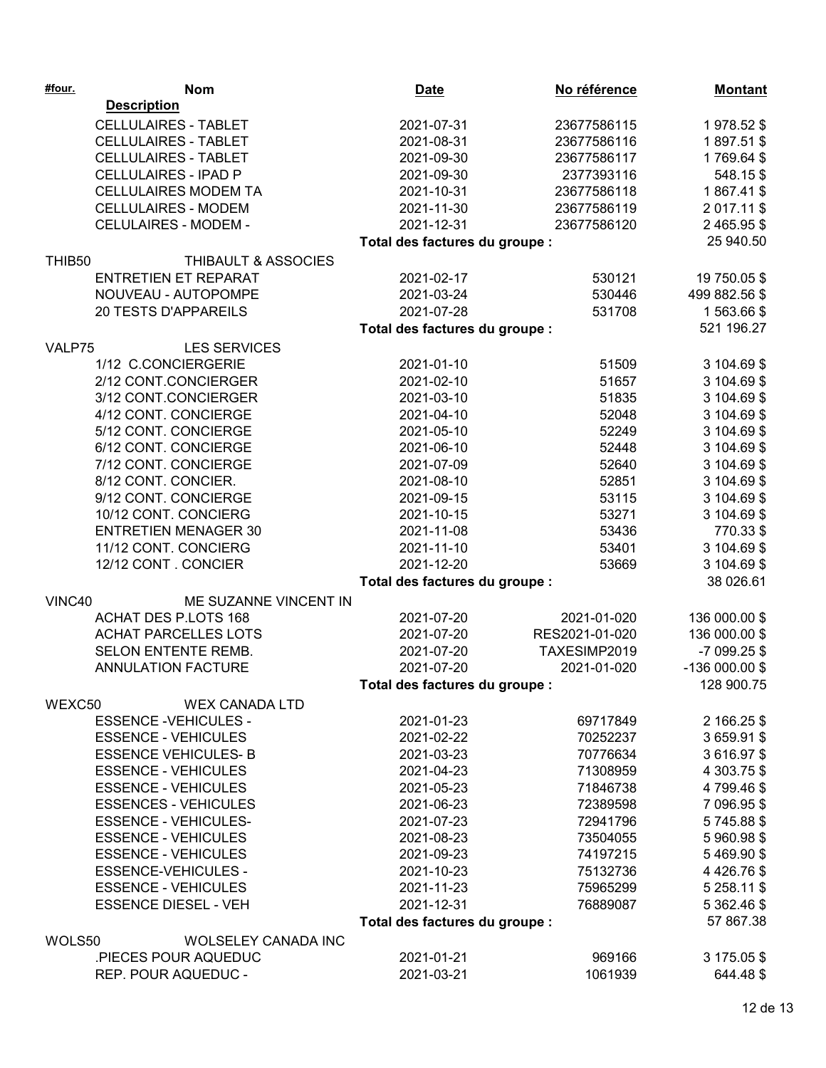| #four. | Nom / Description | Date | No référence | Montant |
|---|---|---|---|---|
| | CELLULAIRES - TABLET | 2021-07-31 | 23677586115 | 1 978.52 $ |
| | CELLULAIRES - TABLET | 2021-08-31 | 23677586116 | 1 897.51 $ |
| | CELLULAIRES - TABLET | 2021-09-30 | 23677586117 | 1 769.64 $ |
| | CELLULAIRES - IPAD P | 2021-09-30 | 2377393116 | 548.15 $ |
| | CELLULAIRES MODEM TA | 2021-10-31 | 23677586118 | 1 867.41 $ |
| | CELLULAIRES - MODEM | 2021-11-30 | 23677586119 | 2 017.11 $ |
| | CELULAIRES - MODEM - | 2021-12-31 | 23677586120 | 2 465.95 $ |
| | | Total des factures du groupe : | | 25 940.50 |
| THIB50 | THIBAULT & ASSOCIES | | | |
| | ENTRETIEN ET REPARAT | 2021-02-17 | 530121 | 19 750.05 $ |
| | NOUVEAU - AUTOPOMPE | 2021-03-24 | 530446 | 499 882.56 $ |
| | 20 TESTS D'APPAREILS | 2021-07-28 | 531708 | 1 563.66 $ |
| | | Total des factures du groupe : | | 521 196.27 |
| VALP75 | LES SERVICES | | | |
| | 1/12 C.CONCIERGERIE | 2021-01-10 | 51509 | 3 104.69 $ |
| | 2/12 CONT.CONCIERGER | 2021-02-10 | 51657 | 3 104.69 $ |
| | 3/12 CONT.CONCIERGER | 2021-03-10 | 51835 | 3 104.69 $ |
| | 4/12 CONT. CONCIERGE | 2021-04-10 | 52048 | 3 104.69 $ |
| | 5/12 CONT. CONCIERGE | 2021-05-10 | 52249 | 3 104.69 $ |
| | 6/12 CONT. CONCIERGE | 2021-06-10 | 52448 | 3 104.69 $ |
| | 7/12 CONT. CONCIERGE | 2021-07-09 | 52640 | 3 104.69 $ |
| | 8/12 CONT. CONCIER. | 2021-08-10 | 52851 | 3 104.69 $ |
| | 9/12 CONT. CONCIERGE | 2021-09-15 | 53115 | 3 104.69 $ |
| | 10/12 CONT. CONCIERG | 2021-10-15 | 53271 | 3 104.69 $ |
| | ENTRETIEN MENAGER 30 | 2021-11-08 | 53436 | 770.33 $ |
| | 11/12 CONT. CONCIERG | 2021-11-10 | 53401 | 3 104.69 $ |
| | 12/12 CONT . CONCIER | 2021-12-20 | 53669 | 3 104.69 $ |
| | | Total des factures du groupe : | | 38 026.61 |
| VINC40 | ME SUZANNE VINCENT IN | | | |
| | ACHAT DES P.LOTS 168 | 2021-07-20 | 2021-01-020 | 136 000.00 $ |
| | ACHAT PARCELLES LOTS | 2021-07-20 | RES2021-01-020 | 136 000.00 $ |
| | SELON ENTENTE REMB. | 2021-07-20 | TAXESIMP2019 | -7 099.25 $ |
| | ANNULATION FACTURE | 2021-07-20 | 2021-01-020 | -136 000.00 $ |
| | | Total des factures du groupe : | | 128 900.75 |
| WEXC50 | WEX CANADA LTD | | | |
| | ESSENCE -VEHICULES - | 2021-01-23 | 69717849 | 2 166.25 $ |
| | ESSENCE - VEHICULES | 2021-02-22 | 70252237 | 3 659.91 $ |
| | ESSENCE VEHICULES- B | 2021-03-23 | 70776634 | 3 616.97 $ |
| | ESSENCE - VEHICULES | 2021-04-23 | 71308959 | 4 303.75 $ |
| | ESSENCE - VEHICULES | 2021-05-23 | 71846738 | 4 799.46 $ |
| | ESSENCES - VEHICULES | 2021-06-23 | 72389598 | 7 096.95 $ |
| | ESSENCE - VEHICULES- | 2021-07-23 | 72941796 | 5 745.88 $ |
| | ESSENCE - VEHICULES | 2021-08-23 | 73504055 | 5 960.98 $ |
| | ESSENCE - VEHICULES | 2021-09-23 | 74197215 | 5 469.90 $ |
| | ESSENCE-VEHICULES - | 2021-10-23 | 75132736 | 4 426.76 $ |
| | ESSENCE - VEHICULES | 2021-11-23 | 75965299 | 5 258.11 $ |
| | ESSENCE DIESEL - VEH | 2021-12-31 | 76889087 | 5 362.46 $ |
| | | Total des factures du groupe : | | 57 867.38 |
| WOLS50 | WOLSELEY CANADA INC | | | |
| | .PIECES POUR AQUEDUC | 2021-01-21 | 969166 | 3 175.05 $ |
| | REP. POUR AQUEDUC - | 2021-03-21 | 1061939 | 644.48 $ |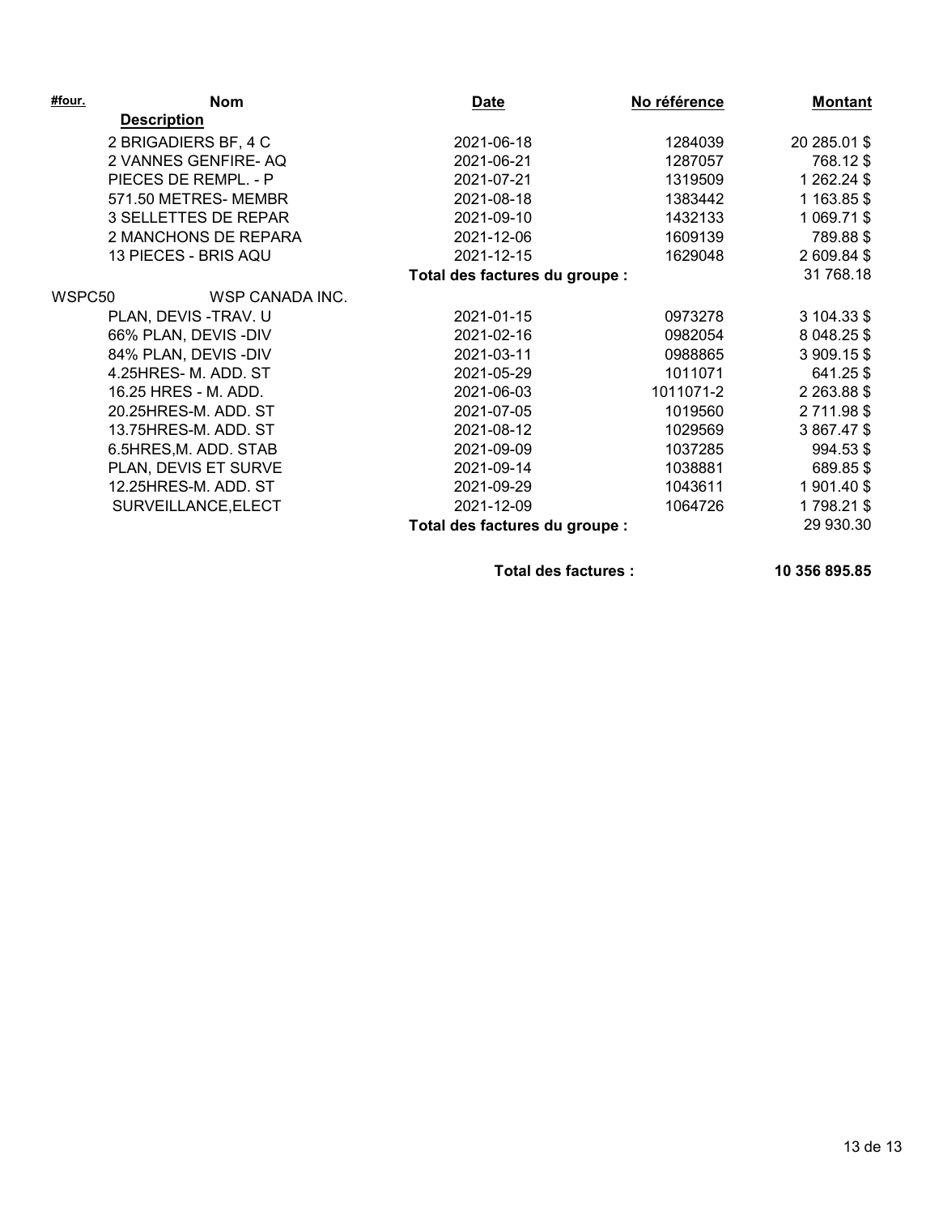| #four. | Nom | Date | No référence | Montant |
| --- | --- | --- | --- | --- |
| | **Description** | | | |
| | 2 BRIGADIERS BF, 4 C | 2021-06-18 | 1284039 | 20 285.01 $ |
| | 2 VANNES GENFIRE- AQ | 2021-06-21 | 1287057 | 768.12 $ |
| | PIECES DE REMPL. - P | 2021-07-21 | 1319509 | 1 262.24 $ |
| | 571.50 METRES- MEMBR | 2021-08-18 | 1383442 | 1 163.85 $ |
| | 3 SELLETTES DE REPAR | 2021-09-10 | 1432133 | 1 069.71 $ |
| | 2 MANCHONS DE REPARA | 2021-12-06 | 1609139 | 789.88 $ |
| | 13 PIECES - BRIS AQU | 2021-12-15 | 1629048 | 2 609.84 $ |
| | | **Total des factures du groupe :** | | 31 768.18 |
| WSPC50 | WSP CANADA INC. | | | |
| | PLAN, DEVIS -TRAV. U | 2021-01-15 | 0973278 | 3 104.33 $ |
| | 66% PLAN, DEVIS -DIV | 2021-02-16 | 0982054 | 8 048.25 $ |
| | 84% PLAN, DEVIS -DIV | 2021-03-11 | 0988865 | 3 909.15 $ |
| | 4.25HRES- M. ADD. ST | 2021-05-29 | 1011071 | 641.25 $ |
| | 16.25 HRES - M. ADD. | 2021-06-03 | 1011071-2 | 2 263.88 $ |
| | 20.25HRES-M. ADD. ST | 2021-07-05 | 1019560 | 2 711.98 $ |
| | 13.75HRES-M. ADD. ST | 2021-08-12 | 1029569 | 3 867.47 $ |
| | 6.5HRES,M. ADD. STAB | 2021-09-09 | 1037285 | 994.53 $ |
| | PLAN, DEVIS ET SURVE | 2021-09-14 | 1038881 | 689.85 $ |
| | 12.25HRES-M. ADD. ST | 2021-09-29 | 1043611 | 1 901.40 $ |
| | SURVEILLANCE,ELECT | 2021-12-09 | 1064726 | 1 798.21 $ |
| | | **Total des factures du groupe :** | | 29 930.30 |
| | | **Total des factures :** | | **10 356 895.85** |